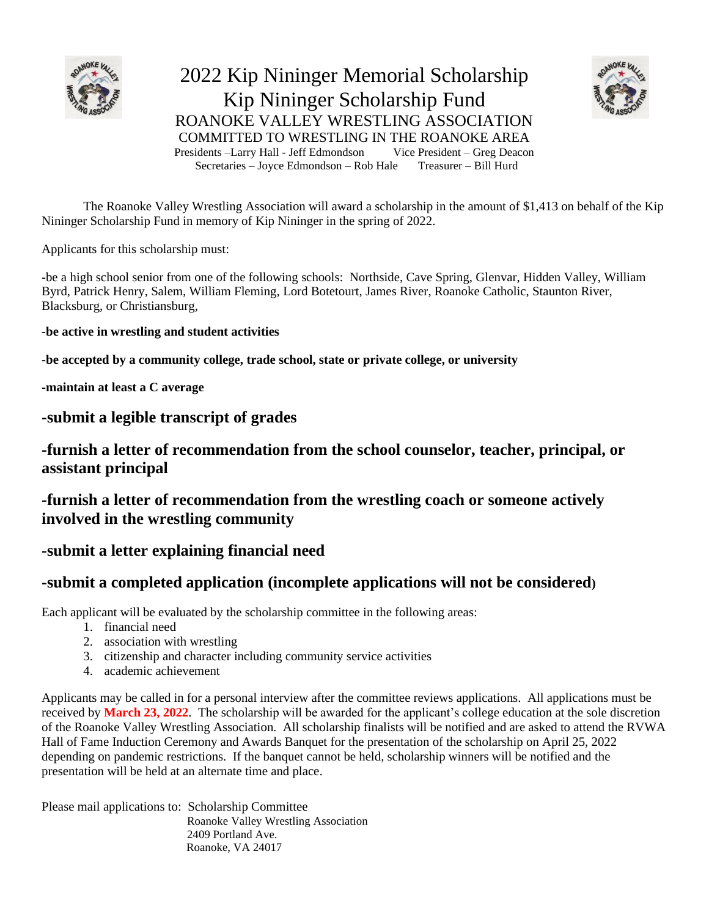# 2022 Kip Nininger Memorial Scholarship

## Kip Nininger Scholarship Fund

### ROANOKE VALLEY WRESTLING ASSOCIATION

COMMITTED TO WRESTLING IN THE ROANOKE AREA

Presidents –Larry Hall - Jeff Edmondson    Vice President – Greg Deacon

Secretaries – Joyce Edmondson – Rob Hale    Treasurer – Bill Hurd

The Roanoke Valley Wrestling Association will award a scholarship in the amount of $1,413 on behalf of the Kip Nininger Scholarship Fund in memory of Kip Nininger in the spring of 2022.

Applicants for this scholarship must:

-be a high school senior from one of the following schools: Northside, Cave Spring, Glenvar, Hidden Valley, William Byrd, Patrick Henry, Salem, William Fleming, Lord Botetourt, James River, Roanoke Catholic, Staunton River, Blacksburg, or Christiansburg,

**-be active in wrestling and student activities**

**-be accepted by a community college, trade school, state or private college, or university**

**-maintain at least a C average**

**-submit a legible transcript of grades**

**-furnish a letter of recommendation from the school counselor, teacher, principal, or assistant principal**

**-furnish a letter of recommendation from the wrestling coach or someone actively involved in the wrestling community**

**-submit a letter explaining financial need**

**-submit a completed application (incomplete applications will not be considered)**

Each applicant will be evaluated by the scholarship committee in the following areas:

1. financial need
2. association with wrestling
3. citizenship and character including community service activities
4. academic achievement

Applicants may be called in for a personal interview after the committee reviews applications. All applications must be received by **March 23, 2022**. The scholarship will be awarded for the applicant's college education at the sole discretion of the Roanoke Valley Wrestling Association. All scholarship finalists will be notified and are asked to attend the RVWA Hall of Fame Induction Ceremony and Awards Banquet for the presentation of the scholarship on April 25, 2022 depending on pandemic restrictions. If the banquet cannot be held, scholarship winners will be notified and the presentation will be held at an alternate time and place.

Please mail applications to: Scholarship Committee
Roanoke Valley Wrestling Association
2409 Portland Ave.
Roanoke, VA 24017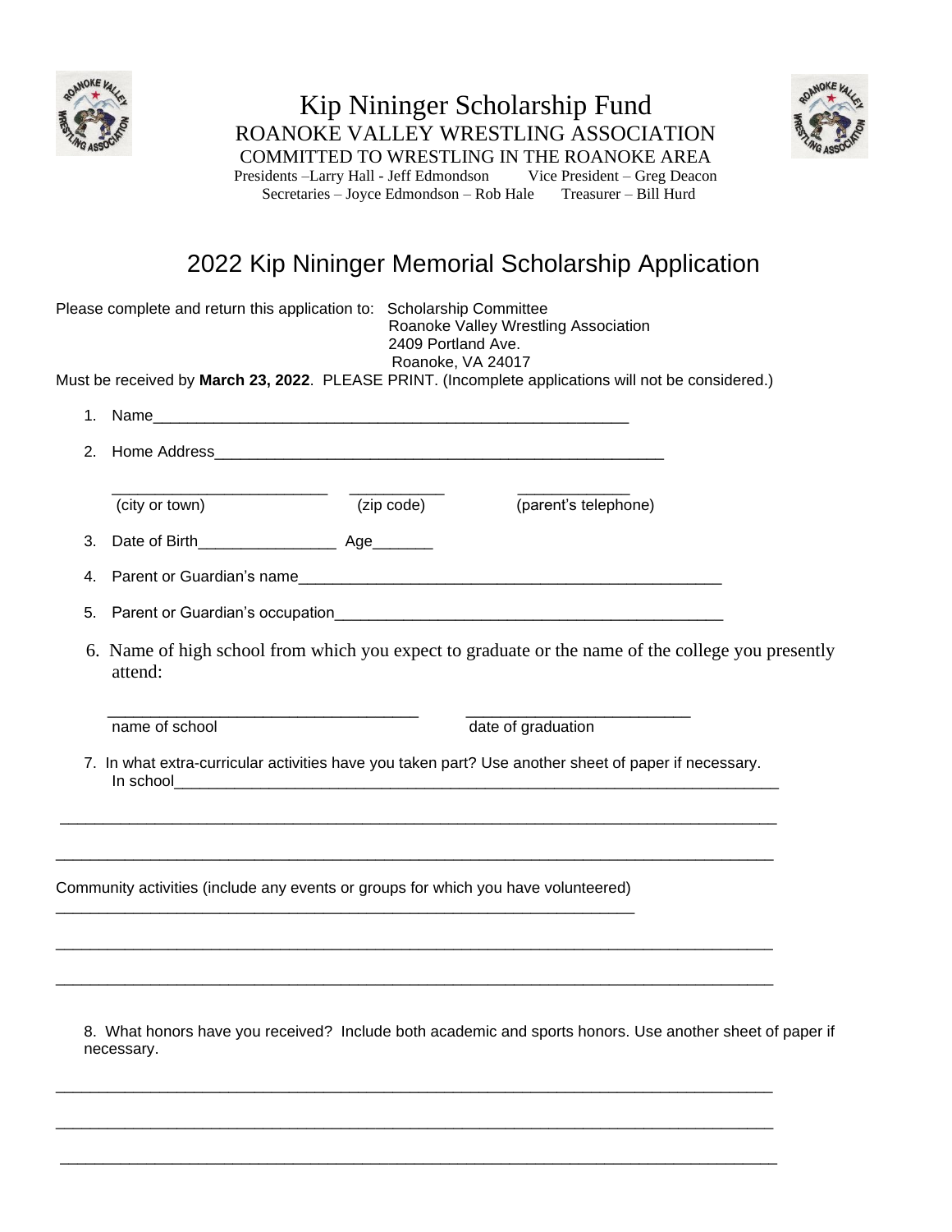# Kip Nininger Scholarship Fund

ROANOKE VALLEY WRESTLING ASSOCIATION

COMMITTED TO WRESTLING IN THE ROANOKE AREA

Presidents –Larry Hall - Jeff Edmondson   Vice President – Greg Deacon

Secretaries – Joyce Edmondson – Rob Hale   Treasurer – Bill Hurd

## 2022 Kip Nininger Memorial Scholarship Application

Please complete and return this application to: Scholarship Committee
Roanoke Valley Wrestling Association
2409 Portland Ave.
Roanoke, VA 24017

Must be received by **March 23, 2022**. PLEASE PRINT. (Incomplete applications will not be considered.)

1. Name______________________________________________________

2. Home Address_______________________________________________

   _______________________ ___________ ______________
   (city or town) (zip code) (parent's telephone)

3. Date of Birth________________ Age_______

4. Parent or Guardian's name______________________________________________

5. Parent or Guardian's occupation_________________________________________

6. Name of high school from which you expect to graduate or the name of the college you presently attend:

   ___________________________________ _________________________
   name of school date of graduation

7. In what extra-curricular activities have you taken part? Use another sheet of paper if necessary.
   In school_____________________________________________________________

_______________________________________________________________________________

_______________________________________________________________________________

Community activities (include any events or groups for which you have volunteered)
_________________________________________________________________

_______________________________________________________________________________

_______________________________________________________________________________

8. What honors have you received? Include both academic and sports honors. Use another sheet of paper if necessary.

_______________________________________________________________________________

_______________________________________________________________________________

_______________________________________________________________________________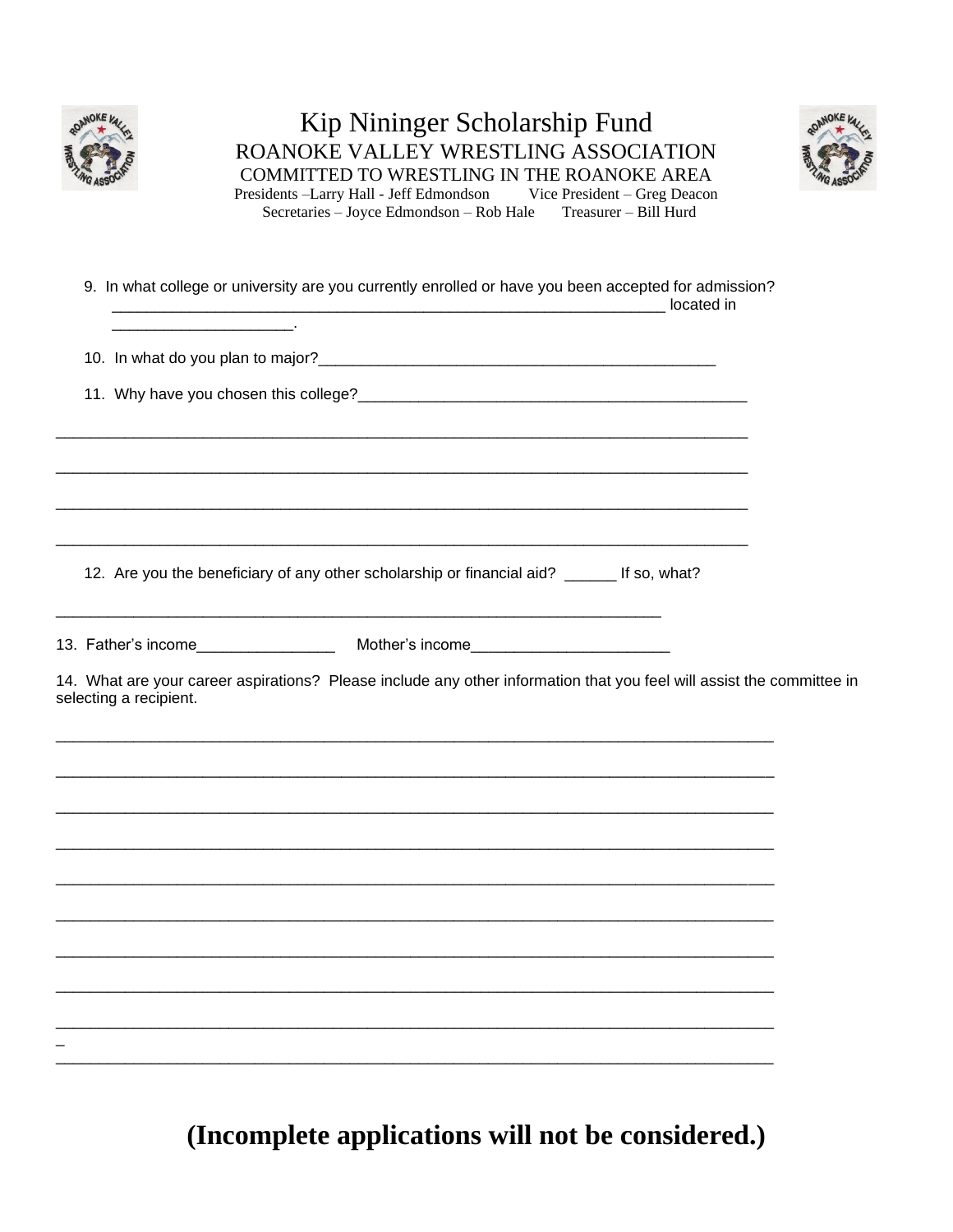# Kip Nininger Scholarship Fund

ROANOKE VALLEY WRESTLING ASSOCIATION
COMMITTED TO WRESTLING IN THE ROANOKE AREA
Presidents –Larry Hall - Jeff Edmondson     Vice President – Greg Deacon
Secretaries – Joyce Edmondson – Rob Hale     Treasurer – Bill Hurd

9. In what college or university are you currently enrolled or have you been accepted for admission? ________________________________________________________________ located in ____________________.

10. In what do you plan to major?______________________________________________

11. Why have you chosen this college?_____________________________________________

________________________________________________________________________________

________________________________________________________________________________

________________________________________________________________________________

________________________________________________________________________________

12. Are you the beneficiary of any other scholarship or financial aid? ______ If so, what?

______________________________________________________________________

13. Father's income________________     Mother's income______________________

14. What are your career aspirations? Please include any other information that you feel will assist the committee in selecting a recipient.

________________________________________________________________________________

________________________________________________________________________________

________________________________________________________________________________

________________________________________________________________________________

________________________________________________________________________________

________________________________________________________________________________

________________________________________________________________________________

________________________________________________________________________________

________________________________________________________________________________

________________________________________________________________________________

**(Incomplete applications will not be considered.)**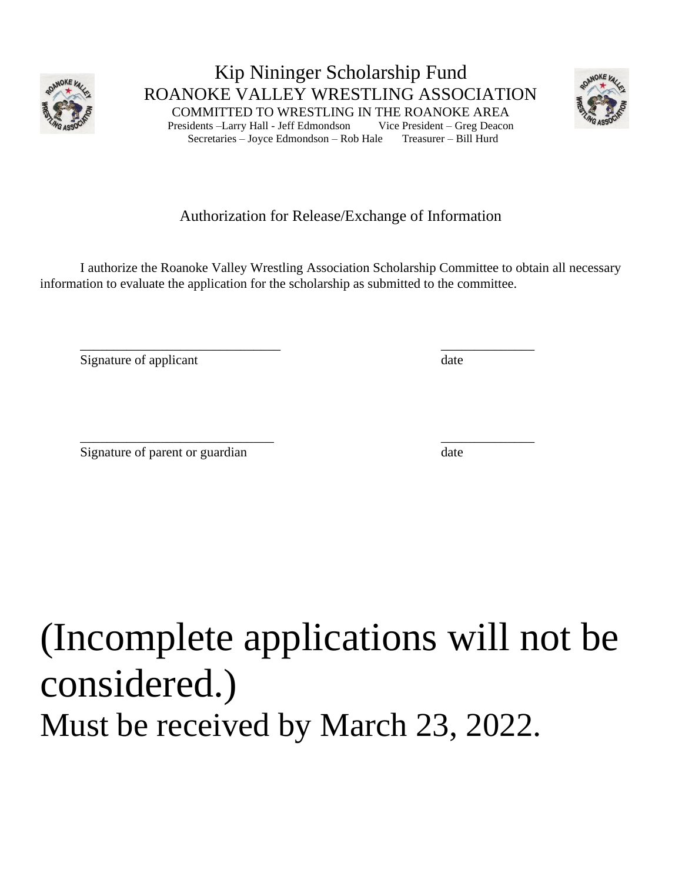# Kip Nininger Scholarship Fund

## ROANOKE VALLEY WRESTLING ASSOCIATION

COMMITTED TO WRESTLING IN THE ROANOKE AREA

Presidents –Larry Hall - Jeff Edmondson Vice President – Greg Deacon

Secretaries – Joyce Edmondson – Rob Hale Treasurer – Bill Hurd

Authorization for Release/Exchange of Information

I authorize the Roanoke Valley Wrestling Association Scholarship Committee to obtain all necessary information to evaluate the application for the scholarship as submitted to the committee.

______________________________ ______________

Signature of applicant date

_____________________________ ______________

Signature of parent or guardian date

# (Incomplete applications will not be considered.)

## Must be received by March 23, 2022.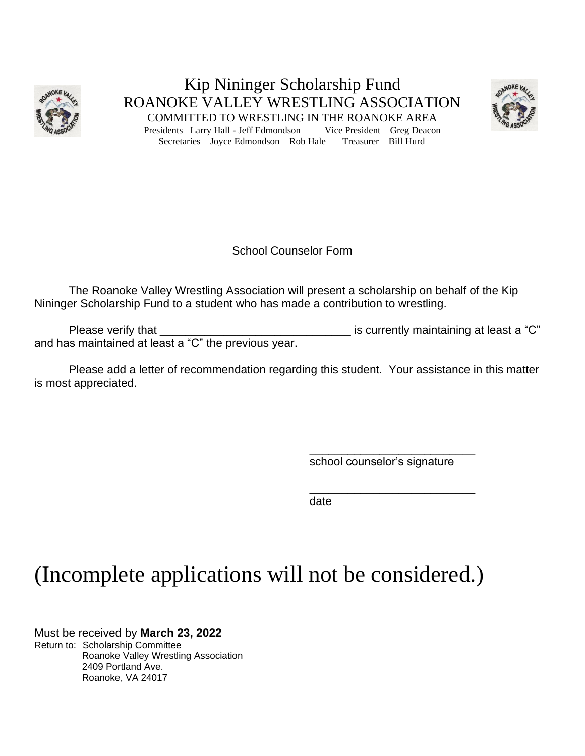# Kip Nininger Scholarship Fund

## ROANOKE VALLEY WRESTLING ASSOCIATION

COMMITTED TO WRESTLING IN THE ROANOKE AREA

Presidents –Larry Hall - Jeff Edmondson Vice President – Greg Deacon

Secretaries – Joyce Edmondson – Rob Hale Treasurer – Bill Hurd

### School Counselor Form

The Roanoke Valley Wrestling Association will present a scholarship on behalf of the Kip Nininger Scholarship Fund to a student who has made a contribution to wrestling.

Please verify that ______________________________ is currently maintaining at least a "C" and has maintained at least a "C" the previous year.

Please add a letter of recommendation regarding this student. Your assistance in this matter is most appreciated.

__________________________
school counselor's signature

__________________________
date

# (Incomplete applications will not be considered.)

Must be received by **March 23, 2022**

Return to: Scholarship Committee
Roanoke Valley Wrestling Association
2409 Portland Ave.
Roanoke, VA 24017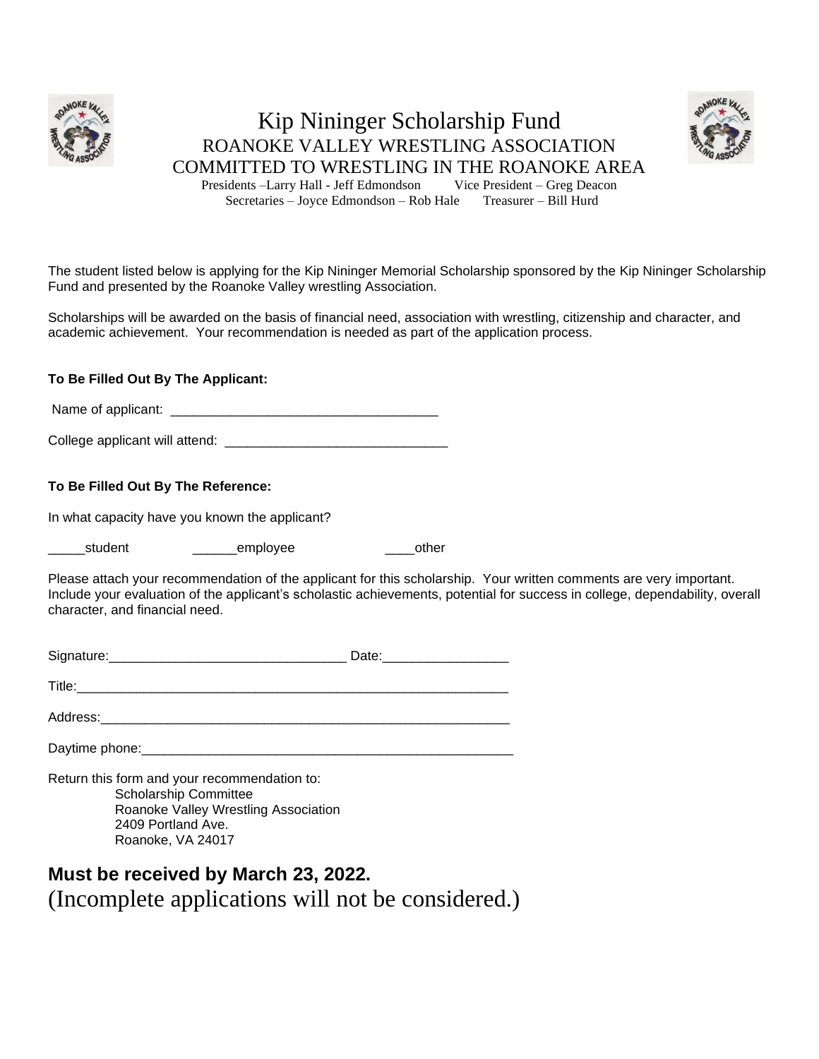# Kip Nininger Scholarship Fund

## ROANOKE VALLEY WRESTLING ASSOCIATION

## COMMITTED TO WRESTLING IN THE ROANOKE AREA

Presidents –Larry Hall - Jeff Edmondson    Vice President – Greg Deacon
Secretaries – Joyce Edmondson – Rob Hale    Treasurer – Bill Hurd

The student listed below is applying for the Kip Nininger Memorial Scholarship sponsored by the Kip Nininger Scholarship Fund and presented by the Roanoke Valley wrestling Association.

Scholarships will be awarded on the basis of financial need, association with wrestling, citizenship and character, and academic achievement. Your recommendation is needed as part of the application process.

**To Be Filled Out By The Applicant:**

Name of applicant: ___________________________________

College applicant will attend: _____________________________

**To Be Filled Out By The Reference:**

In what capacity have you known the applicant?

_____student    ______employee    ____other

Please attach your recommendation of the applicant for this scholarship. Your written comments are very important. Include your evaluation of the applicant's scholastic achievements, potential for success in college, dependability, overall character, and financial need.

Signature:_______________________________ Date:_________________

Title:__________________________________________________________

Address:________________________________________________________

Daytime phone:___________________________________________________

Return this form and your recommendation to:
Scholarship Committee
Roanoke Valley Wrestling Association
2409 Portland Ave.
Roanoke, VA 24017

**Must be received by March 23, 2022.**
(Incomplete applications will not be considered.)